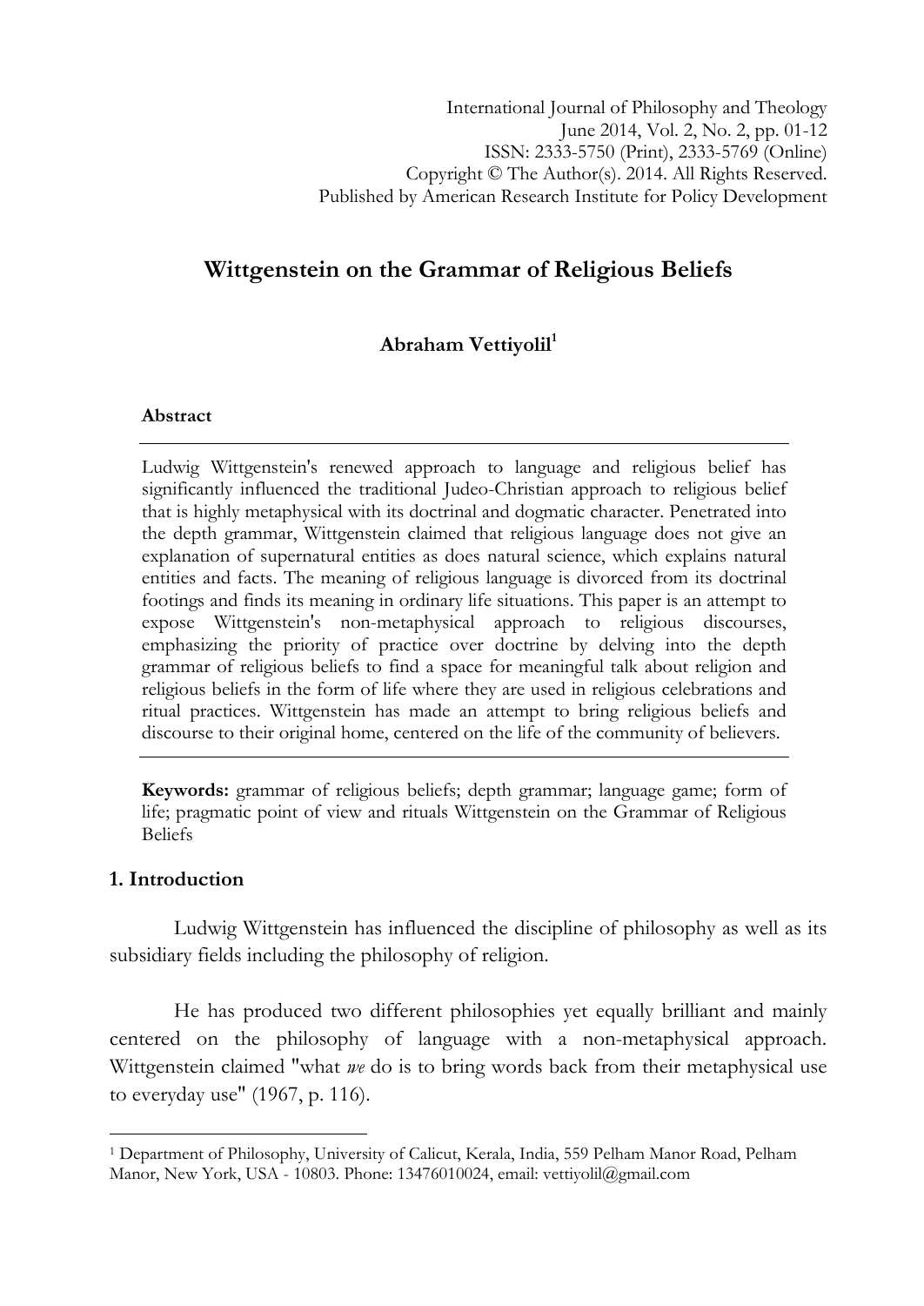# Wittgenstein on the Grammar of Religious Beliefs

**Abraham Vettiyolil**[1]

**Abstract**

Ludwig Wittgenstein's renewed approach to language and religious belief has significantly influenced the traditional Judeo-Christian approach to religious belief that is highly metaphysical with its doctrinal and dogmatic character. Penetrated into the depth grammar, Wittgenstein claimed that religious language does not give an explanation of supernatural entities as does natural science, which explains natural entities and facts. The meaning of religious language is divorced from its doctrinal footings and finds its meaning in ordinary life situations. This paper is an attempt to expose Wittgenstein's non-metaphysical approach to religious discourses, emphasizing the priority of practice over doctrine by delving into the depth grammar of religious beliefs to find a space for meaningful talk about religion and religious beliefs in the form of life where they are used in religious celebrations and ritual practices. Wittgenstein has made an attempt to bring religious beliefs and discourse to their original home, centered on the life of the community of believers.

**Keywords:** grammar of religious beliefs; depth grammar; language game; form of life; pragmatic point of view and rituals Wittgenstein on the Grammar of Religious Beliefs

## 1. Introduction

Ludwig Wittgenstein has influenced the discipline of philosophy as well as its subsidiary fields including the philosophy of religion.

He has produced two different philosophies yet equally brilliant and mainly centered on the philosophy of language with a non-metaphysical approach. Wittgenstein claimed "what *we* do is to bring words back from their metaphysical use to everyday use" (1967, p. 116).

[1] Department of Philosophy, University of Calicut, Kerala, India, 559 Pelham Manor Road, Pelham Manor, New York, USA - 10803. Phone: 13476010024, email: vettiyolil@gmail.com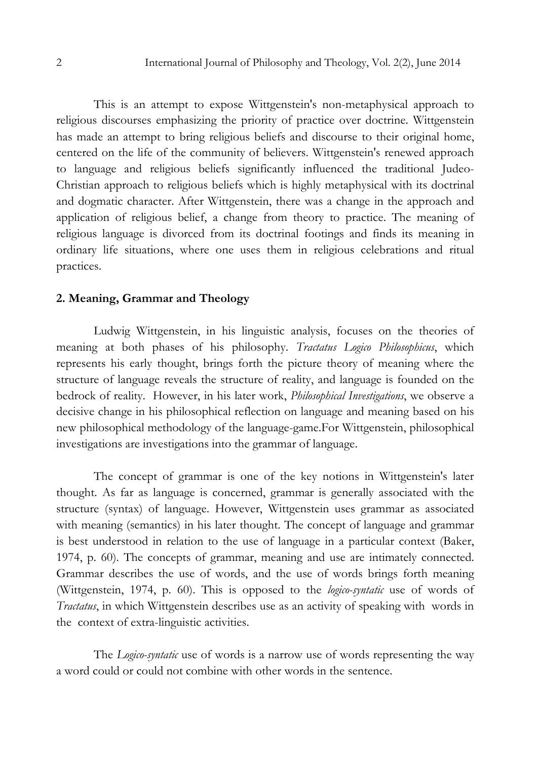This is an attempt to expose Wittgenstein's non-metaphysical approach to religious discourses emphasizing the priority of practice over doctrine. Wittgenstein has made an attempt to bring religious beliefs and discourse to their original home, centered on the life of the community of believers. Wittgenstein's renewed approach to language and religious beliefs significantly influenced the traditional Judeo-Christian approach to religious beliefs which is highly metaphysical with its doctrinal and dogmatic character. After Wittgenstein, there was a change in the approach and application of religious belief, a change from theory to practice. The meaning of religious language is divorced from its doctrinal footings and finds its meaning in ordinary life situations, where one uses them in religious celebrations and ritual practices.

## 2. Meaning, Grammar and Theology

Ludwig Wittgenstein, in his linguistic analysis, focuses on the theories of meaning at both phases of his philosophy. *Tractatus Logico Philosophicus*, which represents his early thought, brings forth the picture theory of meaning where the structure of language reveals the structure of reality, and language is founded on the bedrock of reality. However, in his later work, *Philosophical Investigations*, we observe a decisive change in his philosophical reflection on language and meaning based on his new philosophical methodology of the language-game.For Wittgenstein, philosophical investigations are investigations into the grammar of language.

The concept of grammar is one of the key notions in Wittgenstein's later thought. As far as language is concerned, grammar is generally associated with the structure (syntax) of language. However, Wittgenstein uses grammar as associated with meaning (semantics) in his later thought. The concept of language and grammar is best understood in relation to the use of language in a particular context (Baker, 1974, p. 60). The concepts of grammar, meaning and use are intimately connected. Grammar describes the use of words, and the use of words brings forth meaning (Wittgenstein, 1974, p. 60). This is opposed to the *logico-syntatic* use of words of *Tractatus*, in which Wittgenstein describes use as an activity of speaking with words in the context of extra-linguistic activities.

The *Logico-syntatic* use of words is a narrow use of words representing the way a word could or could not combine with other words in the sentence.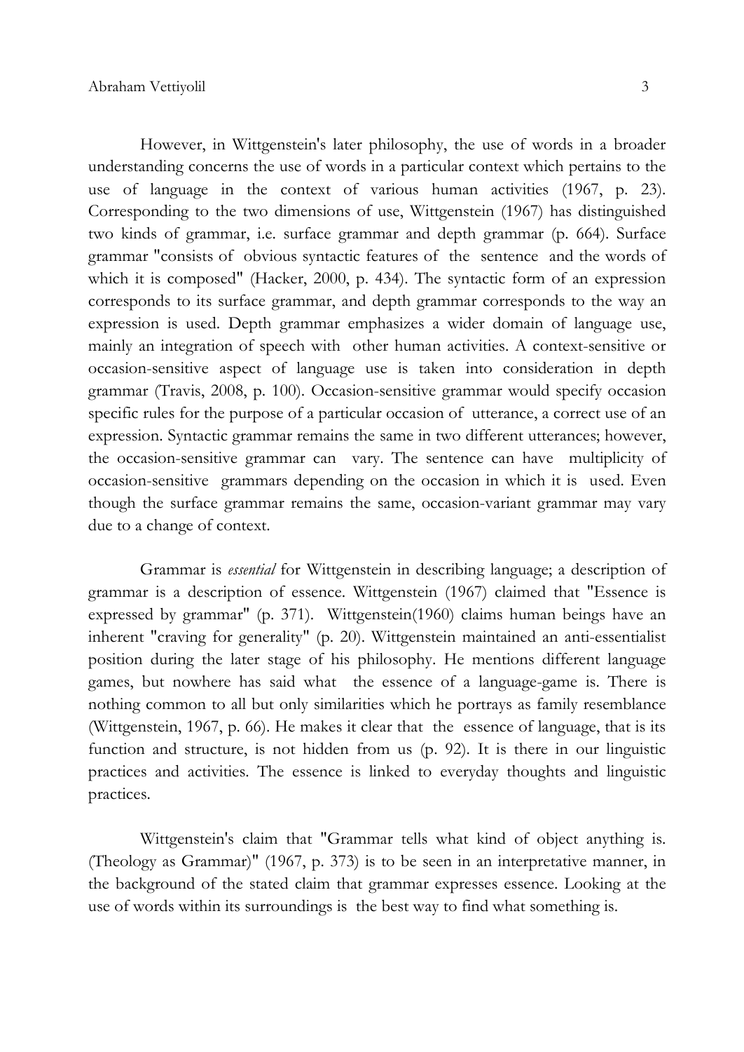However, in Wittgenstein's later philosophy, the use of words in a broader understanding concerns the use of words in a particular context which pertains to the use of language in the context of various human activities (1967, p. 23). Corresponding to the two dimensions of use, Wittgenstein (1967) has distinguished two kinds of grammar, i.e. surface grammar and depth grammar (p. 664). Surface grammar "consists of obvious syntactic features of the sentence and the words of which it is composed" (Hacker, 2000, p. 434). The syntactic form of an expression corresponds to its surface grammar, and depth grammar corresponds to the way an expression is used. Depth grammar emphasizes a wider domain of language use, mainly an integration of speech with other human activities. A context-sensitive or occasion-sensitive aspect of language use is taken into consideration in depth grammar (Travis, 2008, p. 100). Occasion-sensitive grammar would specify occasion specific rules for the purpose of a particular occasion of utterance, a correct use of an expression. Syntactic grammar remains the same in two different utterances; however, the occasion-sensitive grammar can vary. The sentence can have multiplicity of occasion-sensitive grammars depending on the occasion in which it is used. Even though the surface grammar remains the same, occasion-variant grammar may vary due to a change of context.

Grammar is *essential* for Wittgenstein in describing language; a description of grammar is a description of essence. Wittgenstein (1967) claimed that "Essence is expressed by grammar" (p. 371). Wittgenstein(1960) claims human beings have an inherent "craving for generality" (p. 20). Wittgenstein maintained an anti-essentialist position during the later stage of his philosophy. He mentions different language games, but nowhere has said what the essence of a language-game is. There is nothing common to all but only similarities which he portrays as family resemblance (Wittgenstein, 1967, p. 66). He makes it clear that the essence of language, that is its function and structure, is not hidden from us (p. 92). It is there in our linguistic practices and activities. The essence is linked to everyday thoughts and linguistic practices.

Wittgenstein's claim that "Grammar tells what kind of object anything is. (Theology as Grammar)" (1967, p. 373) is to be seen in an interpretative manner, in the background of the stated claim that grammar expresses essence. Looking at the use of words within its surroundings is the best way to find what something is.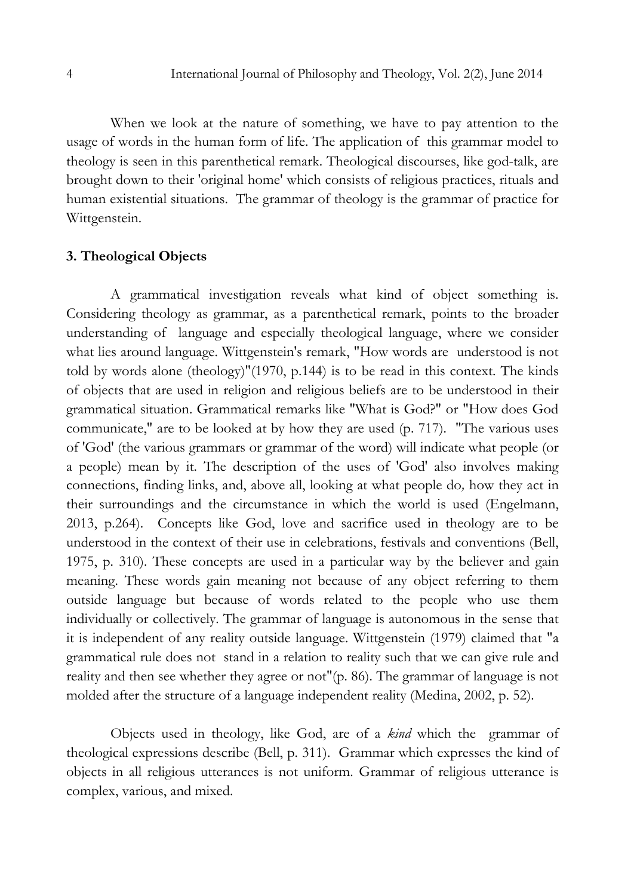When we look at the nature of something, we have to pay attention to the usage of words in the human form of life. The application of this grammar model to theology is seen in this parenthetical remark. Theological discourses, like god-talk, are brought down to their 'original home' which consists of religious practices, rituals and human existential situations. The grammar of theology is the grammar of practice for Wittgenstein.

### 3. Theological Objects

A grammatical investigation reveals what kind of object something is. Considering theology as grammar, as a parenthetical remark, points to the broader understanding of language and especially theological language, where we consider what lies around language. Wittgenstein's remark, "How words are understood is not told by words alone (theology)"(1970, p.144) is to be read in this context. The kinds of objects that are used in religion and religious beliefs are to be understood in their grammatical situation. Grammatical remarks like "What is God?" or "How does God communicate," are to be looked at by how they are used (p. 717). "The various uses of 'God' (the various grammars or grammar of the word) will indicate what people (or a people) mean by it. The description of the uses of 'God' also involves making connections, finding links, and, above all, looking at what people do*,* how they act in their surroundings and the circumstance in which the world is used (Engelmann, 2013, p.264). Concepts like God, love and sacrifice used in theology are to be understood in the context of their use in celebrations, festivals and conventions (Bell, 1975, p. 310). These concepts are used in a particular way by the believer and gain meaning. These words gain meaning not because of any object referring to them outside language but because of words related to the people who use them individually or collectively. The grammar of language is autonomous in the sense that it is independent of any reality outside language. Wittgenstein (1979) claimed that "a grammatical rule does not stand in a relation to reality such that we can give rule and reality and then see whether they agree or not"(p. 86). The grammar of language is not molded after the structure of a language independent reality (Medina, 2002, p. 52).

Objects used in theology, like God, are of a *kind* which the grammar of theological expressions describe (Bell, p. 311). Grammar which expresses the kind of objects in all religious utterances is not uniform. Grammar of religious utterance is complex, various, and mixed.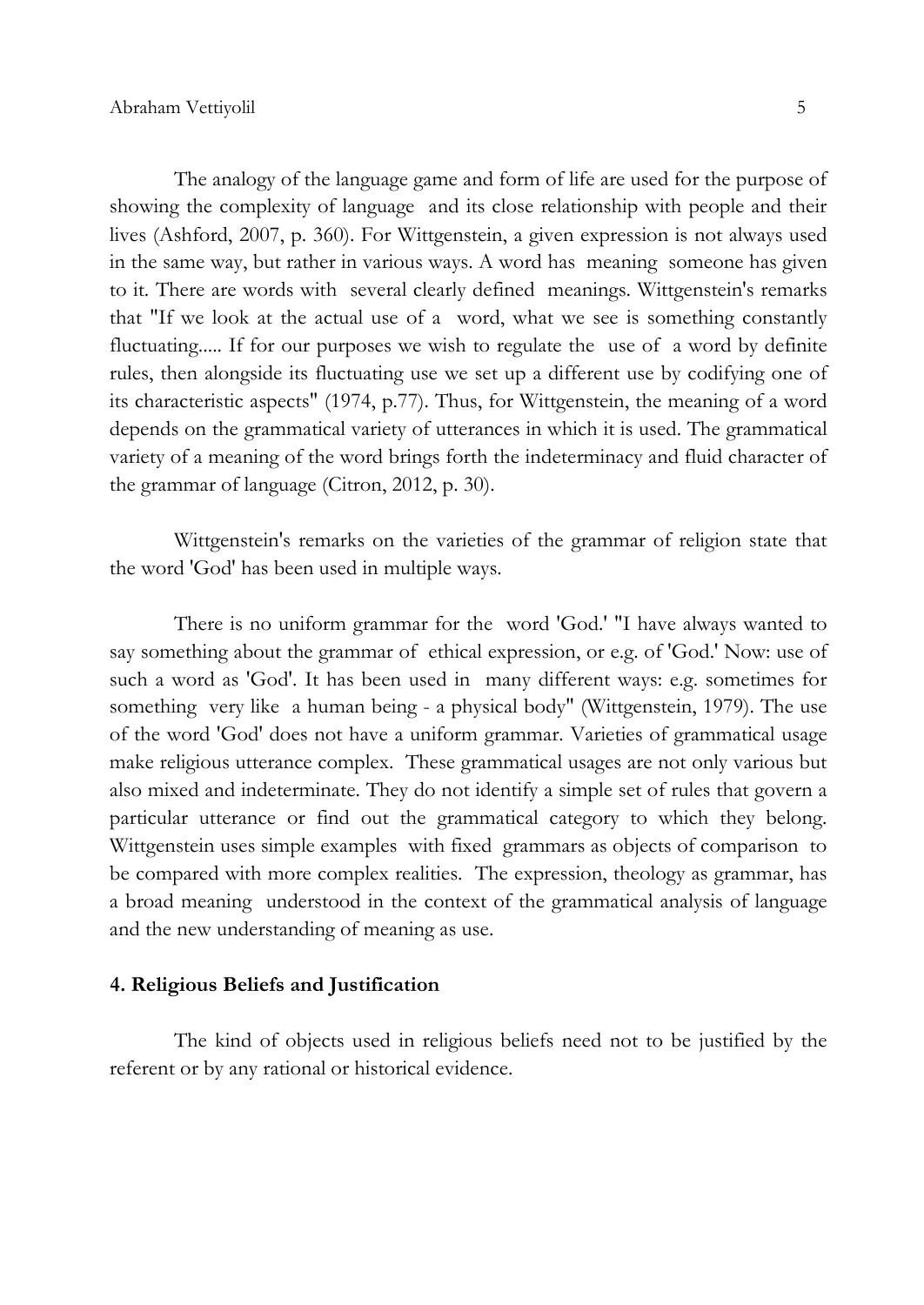The analogy of the language game and form of life are used for the purpose of showing the complexity of language and its close relationship with people and their lives (Ashford, 2007, p. 360). For Wittgenstein, a given expression is not always used in the same way, but rather in various ways. A word has meaning someone has given to it. There are words with several clearly defined meanings. Wittgenstein's remarks that "If we look at the actual use of a word, what we see is something constantly fluctuating..... If for our purposes we wish to regulate the use of a word by definite rules, then alongside its fluctuating use we set up a different use by codifying one of its characteristic aspects" (1974, p.77). Thus, for Wittgenstein, the meaning of a word depends on the grammatical variety of utterances in which it is used. The grammatical variety of a meaning of the word brings forth the indeterminacy and fluid character of the grammar of language (Citron, 2012, p. 30).

Wittgenstein's remarks on the varieties of the grammar of religion state that the word 'God' has been used in multiple ways.

There is no uniform grammar for the word 'God.' "I have always wanted to say something about the grammar of ethical expression, or e.g. of 'God.' Now: use of such a word as 'God'. It has been used in many different ways: e.g. sometimes for something very like a human being - a physical body" (Wittgenstein, 1979). The use of the word 'God' does not have a uniform grammar. Varieties of grammatical usage make religious utterance complex. These grammatical usages are not only various but also mixed and indeterminate. They do not identify a simple set of rules that govern a particular utterance or find out the grammatical category to which they belong. Wittgenstein uses simple examples with fixed grammars as objects of comparison to be compared with more complex realities. The expression, theology as grammar, has a broad meaning understood in the context of the grammatical analysis of language and the new understanding of meaning as use.

#### 4. Religious Beliefs and Justification

The kind of objects used in religious beliefs need not to be justified by the referent or by any rational or historical evidence.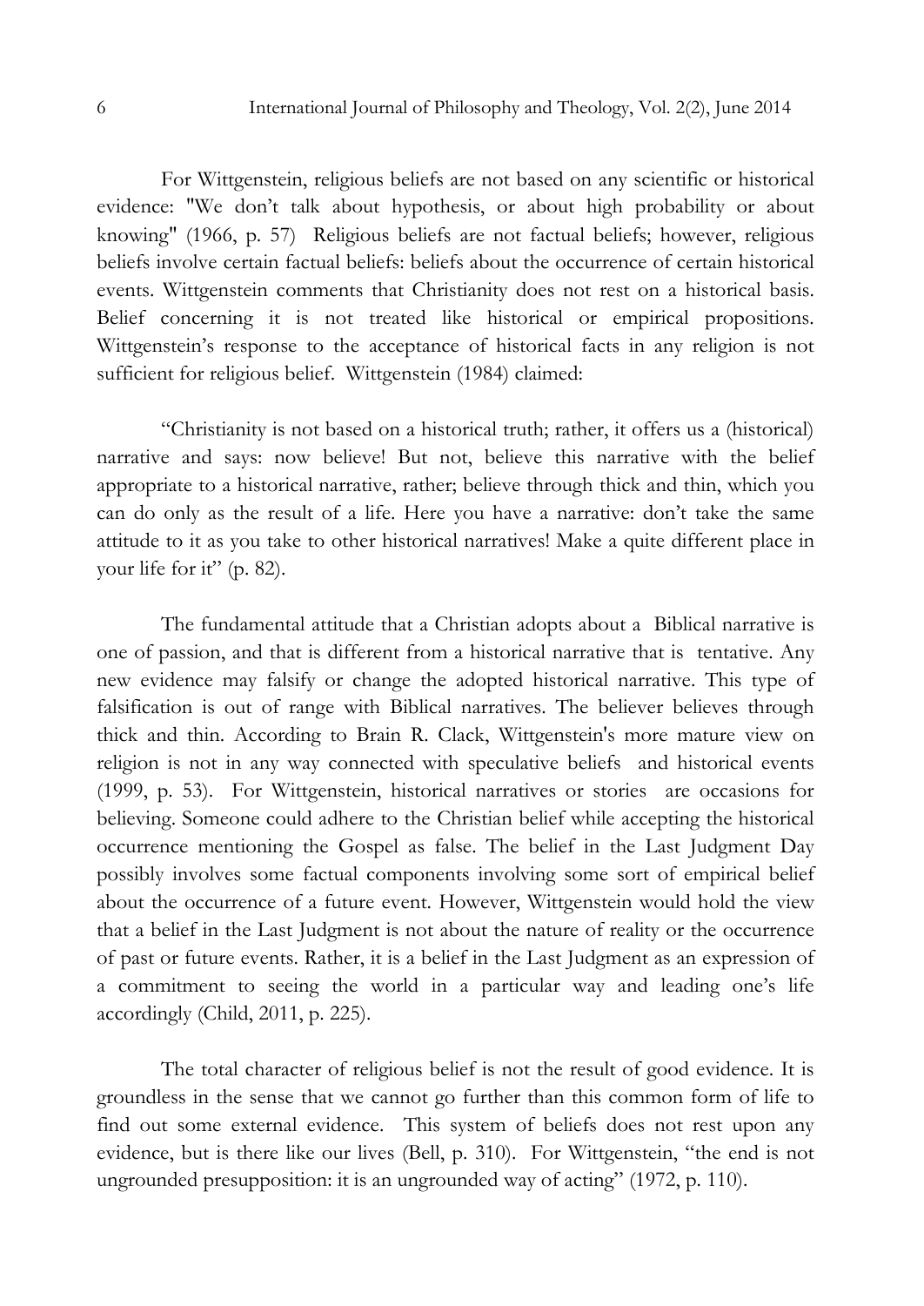For Wittgenstein, religious beliefs are not based on any scientific or historical evidence: "We don't talk about hypothesis, or about high probability or about knowing" (1966, p. 57) Religious beliefs are not factual beliefs; however, religious beliefs involve certain factual beliefs: beliefs about the occurrence of certain historical events. Wittgenstein comments that Christianity does not rest on a historical basis. Belief concerning it is not treated like historical or empirical propositions. Wittgenstein's response to the acceptance of historical facts in any religion is not sufficient for religious belief. Wittgenstein (1984) claimed:

"Christianity is not based on a historical truth; rather, it offers us a (historical) narrative and says: now believe! But not, believe this narrative with the belief appropriate to a historical narrative, rather; believe through thick and thin, which you can do only as the result of a life. Here you have a narrative: don't take the same attitude to it as you take to other historical narratives! Make a quite different place in your life for it" (p. 82).

The fundamental attitude that a Christian adopts about a Biblical narrative is one of passion, and that is different from a historical narrative that is tentative. Any new evidence may falsify or change the adopted historical narrative. This type of falsification is out of range with Biblical narratives. The believer believes through thick and thin. According to Brain R. Clack, Wittgenstein's more mature view on religion is not in any way connected with speculative beliefs and historical events (1999, p. 53). For Wittgenstein, historical narratives or stories are occasions for believing. Someone could adhere to the Christian belief while accepting the historical occurrence mentioning the Gospel as false. The belief in the Last Judgment Day possibly involves some factual components involving some sort of empirical belief about the occurrence of a future event. However, Wittgenstein would hold the view that a belief in the Last Judgment is not about the nature of reality or the occurrence of past or future events. Rather, it is a belief in the Last Judgment as an expression of a commitment to seeing the world in a particular way and leading one's life accordingly (Child, 2011, p. 225).

The total character of religious belief is not the result of good evidence. It is groundless in the sense that we cannot go further than this common form of life to find out some external evidence. This system of beliefs does not rest upon any evidence, but is there like our lives (Bell, p. 310). For Wittgenstein, "the end is not ungrounded presupposition: it is an ungrounded way of acting" (1972, p. 110).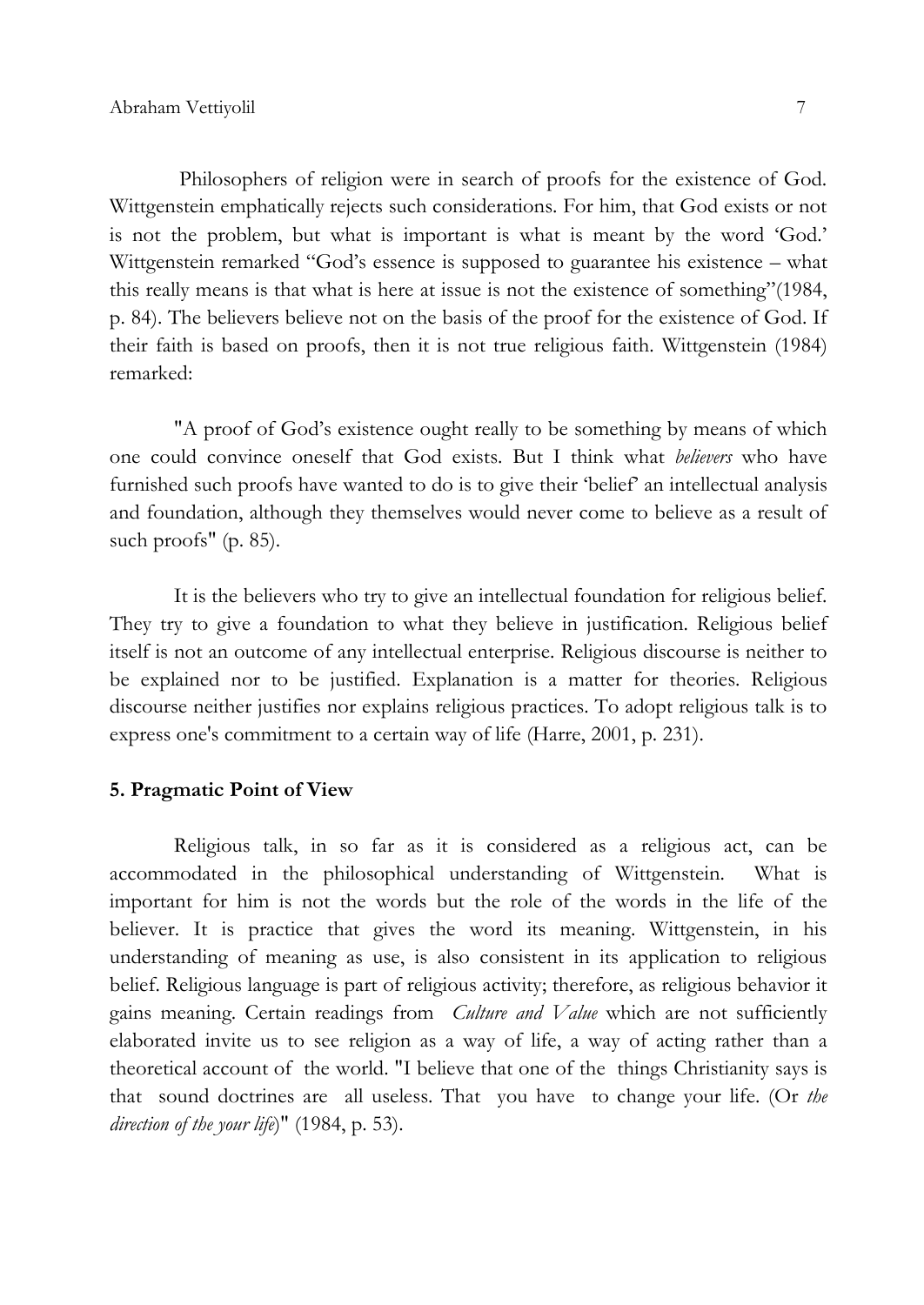Philosophers of religion were in search of proofs for the existence of God. Wittgenstein emphatically rejects such considerations. For him, that God exists or not is not the problem, but what is important is what is meant by the word 'God.' Wittgenstein remarked "God's essence is supposed to guarantee his existence – what this really means is that what is here at issue is not the existence of something"(1984, p. 84). The believers believe not on the basis of the proof for the existence of God. If their faith is based on proofs, then it is not true religious faith. Wittgenstein (1984) remarked:

> "A proof of God's existence ought really to be something by means of which one could convince oneself that God exists. But I think what *believers* who have furnished such proofs have wanted to do is to give their 'belief' an intellectual analysis and foundation, although they themselves would never come to believe as a result of such proofs" (p. 85).

It is the believers who try to give an intellectual foundation for religious belief. They try to give a foundation to what they believe in justification. Religious belief itself is not an outcome of any intellectual enterprise. Religious discourse is neither to be explained nor to be justified. Explanation is a matter for theories. Religious discourse neither justifies nor explains religious practices. To adopt religious talk is to express one's commitment to a certain way of life (Harre, 2001, p. 231).

## 5. Pragmatic Point of View

Religious talk, in so far as it is considered as a religious act, can be accommodated in the philosophical understanding of Wittgenstein. What is important for him is not the words but the role of the words in the life of the believer. It is practice that gives the word its meaning. Wittgenstein, in his understanding of meaning as use, is also consistent in its application to religious belief. Religious language is part of religious activity; therefore, as religious behavior it gains meaning. Certain readings from *Culture and Value* which are not sufficiently elaborated invite us to see religion as a way of life, a way of acting rather than a theoretical account of the world. "I believe that one of the things Christianity says is that sound doctrines are all useless. That you have to change your life. (Or *the direction of the your life*)" (1984, p. 53).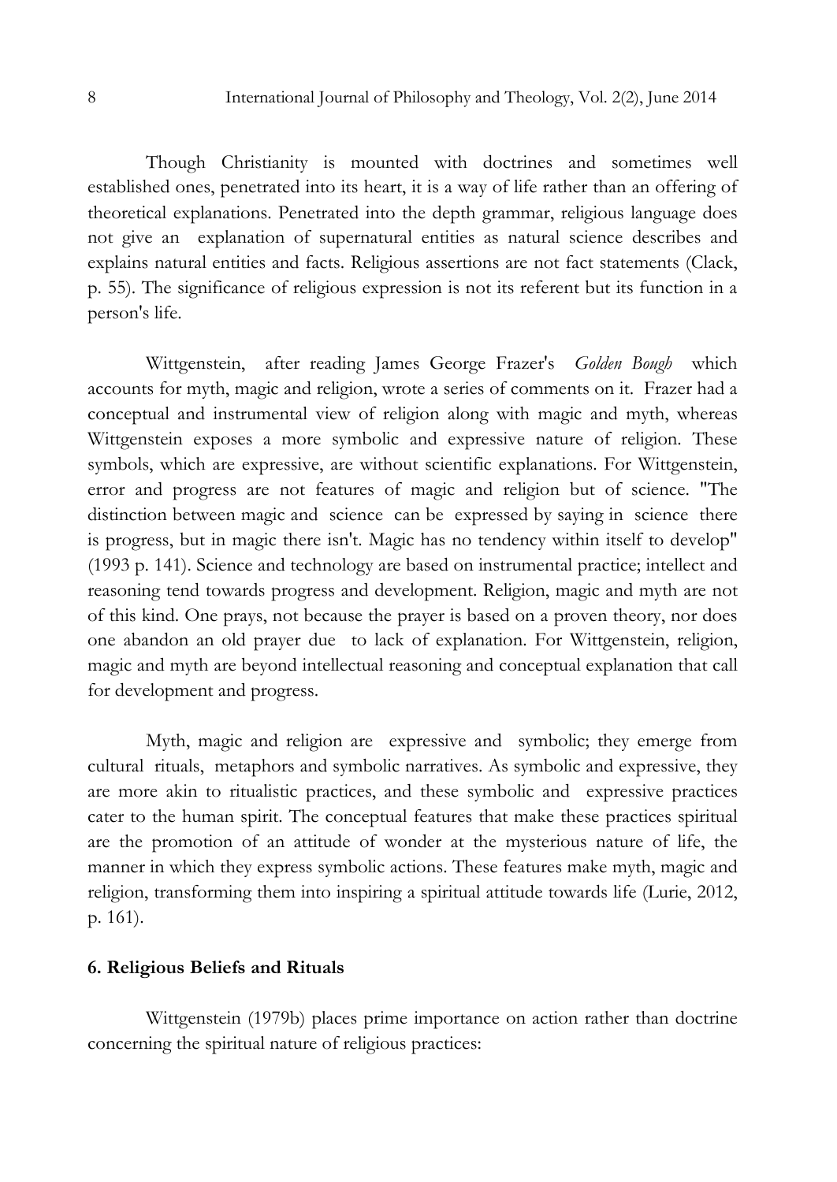Though Christianity is mounted with doctrines and sometimes well established ones, penetrated into its heart, it is a way of life rather than an offering of theoretical explanations. Penetrated into the depth grammar, religious language does not give an explanation of supernatural entities as natural science describes and explains natural entities and facts. Religious assertions are not fact statements (Clack, p. 55). The significance of religious expression is not its referent but its function in a person's life.

Wittgenstein, after reading James George Frazer's *Golden Bough* which accounts for myth, magic and religion, wrote a series of comments on it. Frazer had a conceptual and instrumental view of religion along with magic and myth, whereas Wittgenstein exposes a more symbolic and expressive nature of religion. These symbols, which are expressive, are without scientific explanations. For Wittgenstein, error and progress are not features of magic and religion but of science. "The distinction between magic and science can be expressed by saying in science there is progress, but in magic there isn't. Magic has no tendency within itself to develop" (1993 p. 141). Science and technology are based on instrumental practice; intellect and reasoning tend towards progress and development. Religion, magic and myth are not of this kind. One prays, not because the prayer is based on a proven theory, nor does one abandon an old prayer due to lack of explanation. For Wittgenstein, religion, magic and myth are beyond intellectual reasoning and conceptual explanation that call for development and progress.

Myth, magic and religion are expressive and symbolic; they emerge from cultural rituals, metaphors and symbolic narratives. As symbolic and expressive, they are more akin to ritualistic practices, and these symbolic and expressive practices cater to the human spirit. The conceptual features that make these practices spiritual are the promotion of an attitude of wonder at the mysterious nature of life, the manner in which they express symbolic actions. These features make myth, magic and religion, transforming them into inspiring a spiritual attitude towards life (Lurie, 2012, p. 161).

## 6. Religious Beliefs and Rituals

Wittgenstein (1979b) places prime importance on action rather than doctrine concerning the spiritual nature of religious practices: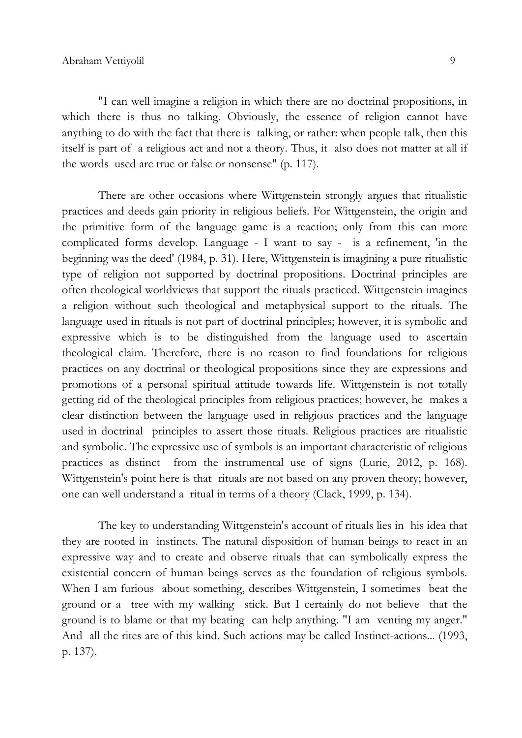"I can well imagine a religion in which there are no doctrinal propositions, in which there is thus no talking. Obviously, the essence of religion cannot have anything to do with the fact that there is talking, or rather: when people talk, then this itself is part of a religious act and not a theory. Thus, it also does not matter at all if the words used are true or false or nonsense" (p. 117).

There are other occasions where Wittgenstein strongly argues that ritualistic practices and deeds gain priority in religious beliefs. For Wittgenstein, the origin and the primitive form of the language game is a reaction; only from this can more complicated forms develop. Language - I want to say - is a refinement, 'in the beginning was the deed' (1984, p. 31). Here, Wittgenstein is imagining a pure ritualistic type of religion not supported by doctrinal propositions. Doctrinal principles are often theological worldviews that support the rituals practiced. Wittgenstein imagines a religion without such theological and metaphysical support to the rituals. The language used in rituals is not part of doctrinal principles; however, it is symbolic and expressive which is to be distinguished from the language used to ascertain theological claim. Therefore, there is no reason to find foundations for religious practices on any doctrinal or theological propositions since they are expressions and promotions of a personal spiritual attitude towards life. Wittgenstein is not totally getting rid of the theological principles from religious practices; however, he makes a clear distinction between the language used in religious practices and the language used in doctrinal principles to assert those rituals. Religious practices are ritualistic and symbolic. The expressive use of symbols is an important characteristic of religious practices as distinct from the instrumental use of signs (Lurie, 2012, p. 168). Wittgenstein's point here is that rituals are not based on any proven theory; however, one can well understand a ritual in terms of a theory (Clack, 1999, p. 134).

The key to understanding Wittgenstein's account of rituals lies in his idea that they are rooted in instincts. The natural disposition of human beings to react in an expressive way and to create and observe rituals that can symbolically express the existential concern of human beings serves as the foundation of religious symbols. When I am furious about something, describes Wittgenstein, I sometimes beat the ground or a tree with my walking stick. But I certainly do not believe that the ground is to blame or that my beating can help anything. "I am venting my anger." And all the rites are of this kind. Such actions may be called Instinct-actions... (1993, p. 137).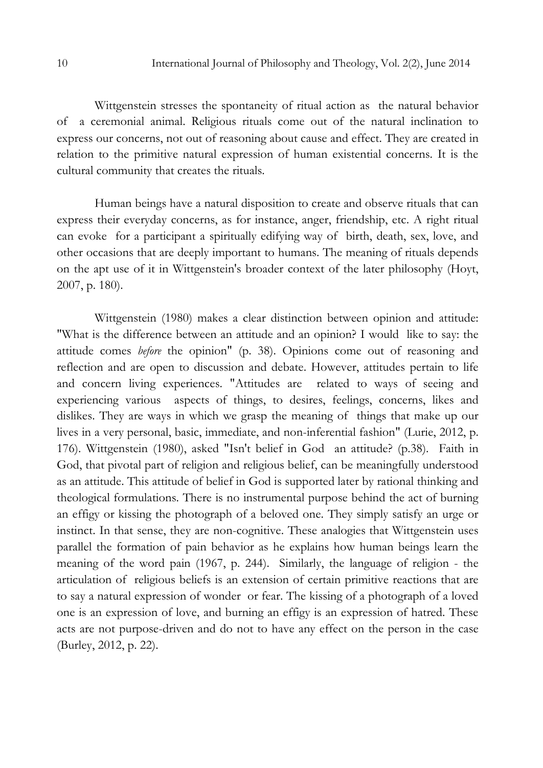Wittgenstein stresses the spontaneity of ritual action as the natural behavior of a ceremonial animal. Religious rituals come out of the natural inclination to express our concerns, not out of reasoning about cause and effect. They are created in relation to the primitive natural expression of human existential concerns. It is the cultural community that creates the rituals.

Human beings have a natural disposition to create and observe rituals that can express their everyday concerns, as for instance, anger, friendship, etc. A right ritual can evoke for a participant a spiritually edifying way of birth, death, sex, love, and other occasions that are deeply important to humans. The meaning of rituals depends on the apt use of it in Wittgenstein's broader context of the later philosophy (Hoyt, 2007, p. 180).

Wittgenstein (1980) makes a clear distinction between opinion and attitude: "What is the difference between an attitude and an opinion? I would like to say: the attitude comes *before* the opinion" (p. 38). Opinions come out of reasoning and reflection and are open to discussion and debate. However, attitudes pertain to life and concern living experiences. "Attitudes are related to ways of seeing and experiencing various aspects of things, to desires, feelings, concerns, likes and dislikes. They are ways in which we grasp the meaning of things that make up our lives in a very personal, basic, immediate, and non-inferential fashion" (Lurie, 2012, p. 176). Wittgenstein (1980), asked "Isn't belief in God an attitude? (p.38). Faith in God, that pivotal part of religion and religious belief, can be meaningfully understood as an attitude. This attitude of belief in God is supported later by rational thinking and theological formulations. There is no instrumental purpose behind the act of burning an effigy or kissing the photograph of a beloved one. They simply satisfy an urge or instinct. In that sense, they are non-cognitive. These analogies that Wittgenstein uses parallel the formation of pain behavior as he explains how human beings learn the meaning of the word pain (1967, p. 244). Similarly, the language of religion - the articulation of religious beliefs is an extension of certain primitive reactions that are to say a natural expression of wonder or fear. The kissing of a photograph of a loved one is an expression of love, and burning an effigy is an expression of hatred. These acts are not purpose-driven and do not to have any effect on the person in the case (Burley, 2012, p. 22).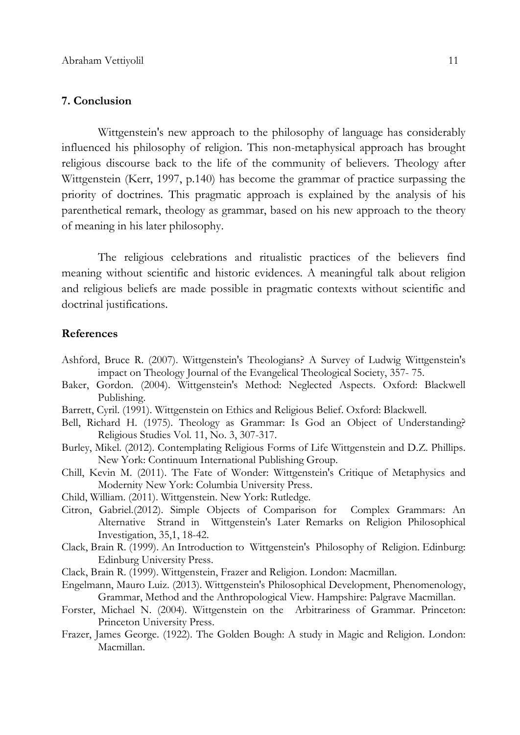## 7. Conclusion

Wittgenstein's new approach to the philosophy of language has considerably influenced his philosophy of religion. This non-metaphysical approach has brought religious discourse back to the life of the community of believers. Theology after Wittgenstein (Kerr, 1997, p.140) has become the grammar of practice surpassing the priority of doctrines. This pragmatic approach is explained by the analysis of his parenthetical remark, theology as grammar, based on his new approach to the theory of meaning in his later philosophy.

The religious celebrations and ritualistic practices of the believers find meaning without scientific and historic evidences. A meaningful talk about religion and religious beliefs are made possible in pragmatic contexts without scientific and doctrinal justifications.

## References

Ashford, Bruce R. (2007). Wittgenstein's Theologians? A Survey of Ludwig Wittgenstein's impact on Theology Journal of the Evangelical Theological Society, 357- 75.

Baker, Gordon. (2004). Wittgenstein's Method: Neglected Aspects. Oxford: Blackwell Publishing.

Barrett, Cyril. (1991). Wittgenstein on Ethics and Religious Belief. Oxford: Blackwell.

Bell, Richard H. (1975). Theology as Grammar: Is God an Object of Understanding? Religious Studies Vol. 11, No. 3, 307-317.

Burley, Mikel. (2012). Contemplating Religious Forms of Life Wittgenstein and D.Z. Phillips. New York: Continuum International Publishing Group.

Chill, Kevin M. (2011). The Fate of Wonder: Wittgenstein's Critique of Metaphysics and Modernity New York: Columbia University Press.

Child, William. (2011). Wittgenstein. New York: Rutledge.

Citron, Gabriel.(2012). Simple Objects of Comparison for Complex Grammars: An Alternative Strand in Wittgenstein's Later Remarks on Religion Philosophical Investigation, 35,1, 18-42.

Clack, Brain R. (1999). An Introduction to Wittgenstein's Philosophy of Religion. Edinburg: Edinburg University Press.

Clack, Brain R. (1999). Wittgenstein, Frazer and Religion. London: Macmillan.

Engelmann, Mauro Luiz. (2013). Wittgenstein's Philosophical Development, Phenomenology, Grammar, Method and the Anthropological View. Hampshire: Palgrave Macmillan.

Forster, Michael N. (2004). Wittgenstein on the Arbitrariness of Grammar. Princeton: Princeton University Press.

Frazer, James George. (1922). The Golden Bough: A study in Magic and Religion. London: Macmillan.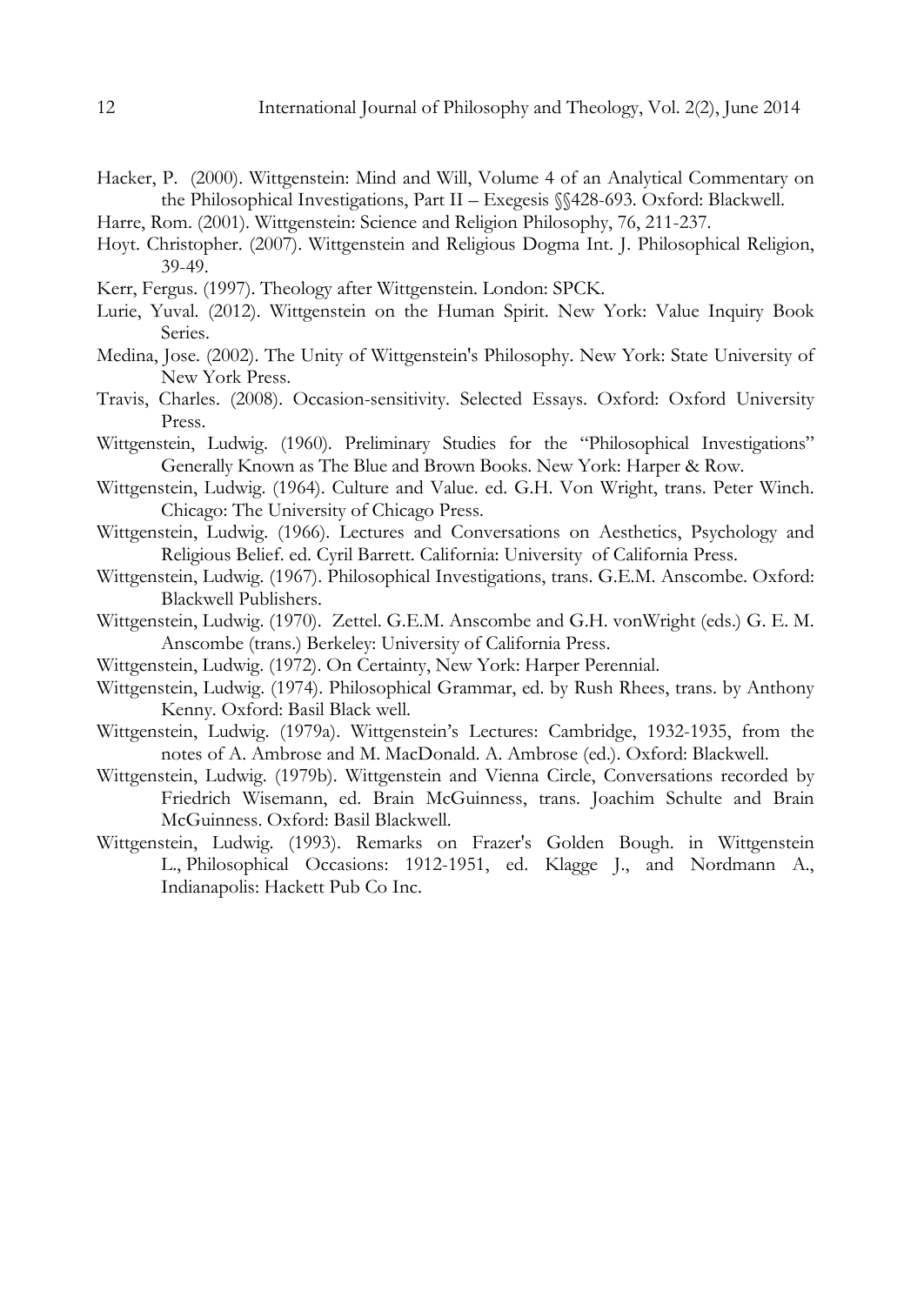Hacker, P. (2000). Wittgenstein: Mind and Will, Volume 4 of an Analytical Commentary on the Philosophical Investigations, Part II – Exegesis §§428-693. Oxford: Blackwell.

Harre, Rom. (2001). Wittgenstein: Science and Religion Philosophy, 76, 211-237.

Hoyt. Christopher. (2007). Wittgenstein and Religious Dogma Int. J. Philosophical Religion, 39-49.

Kerr, Fergus. (1997). Theology after Wittgenstein. London: SPCK.

Lurie, Yuval. (2012). Wittgenstein on the Human Spirit. New York: Value Inquiry Book Series.

Medina, Jose. (2002). The Unity of Wittgenstein's Philosophy. New York: State University of New York Press.

Travis, Charles. (2008). Occasion-sensitivity. Selected Essays. Oxford: Oxford University Press.

Wittgenstein, Ludwig. (1960). Preliminary Studies for the "Philosophical Investigations" Generally Known as The Blue and Brown Books. New York: Harper & Row.

Wittgenstein, Ludwig. (1964). Culture and Value. ed. G.H. Von Wright, trans. Peter Winch. Chicago: The University of Chicago Press.

Wittgenstein, Ludwig. (1966). Lectures and Conversations on Aesthetics, Psychology and Religious Belief. ed. Cyril Barrett. California: University of California Press.

Wittgenstein, Ludwig. (1967). Philosophical Investigations, trans. G.E.M. Anscombe. Oxford: Blackwell Publishers.

Wittgenstein, Ludwig. (1970). Zettel. G.E.M. Anscombe and G.H. vonWright (eds.) G. E. M. Anscombe (trans.) Berkeley: University of California Press.

Wittgenstein, Ludwig. (1972). On Certainty, New York: Harper Perennial.

Wittgenstein, Ludwig. (1974). Philosophical Grammar, ed. by Rush Rhees, trans. by Anthony Kenny. Oxford: Basil Black well.

Wittgenstein, Ludwig. (1979a). Wittgenstein's Lectures: Cambridge, 1932-1935, from the notes of A. Ambrose and M. MacDonald. A. Ambrose (ed.). Oxford: Blackwell.

Wittgenstein, Ludwig. (1979b). Wittgenstein and Vienna Circle, Conversations recorded by Friedrich Wisemann, ed. Brain McGuinness, trans. Joachim Schulte and Brain McGuinness. Oxford: Basil Blackwell.

Wittgenstein, Ludwig. (1993). Remarks on Frazer's Golden Bough. in Wittgenstein L., Philosophical Occasions: 1912-1951, ed. Klagge J., and Nordmann A., Indianapolis: Hackett Pub Co Inc.